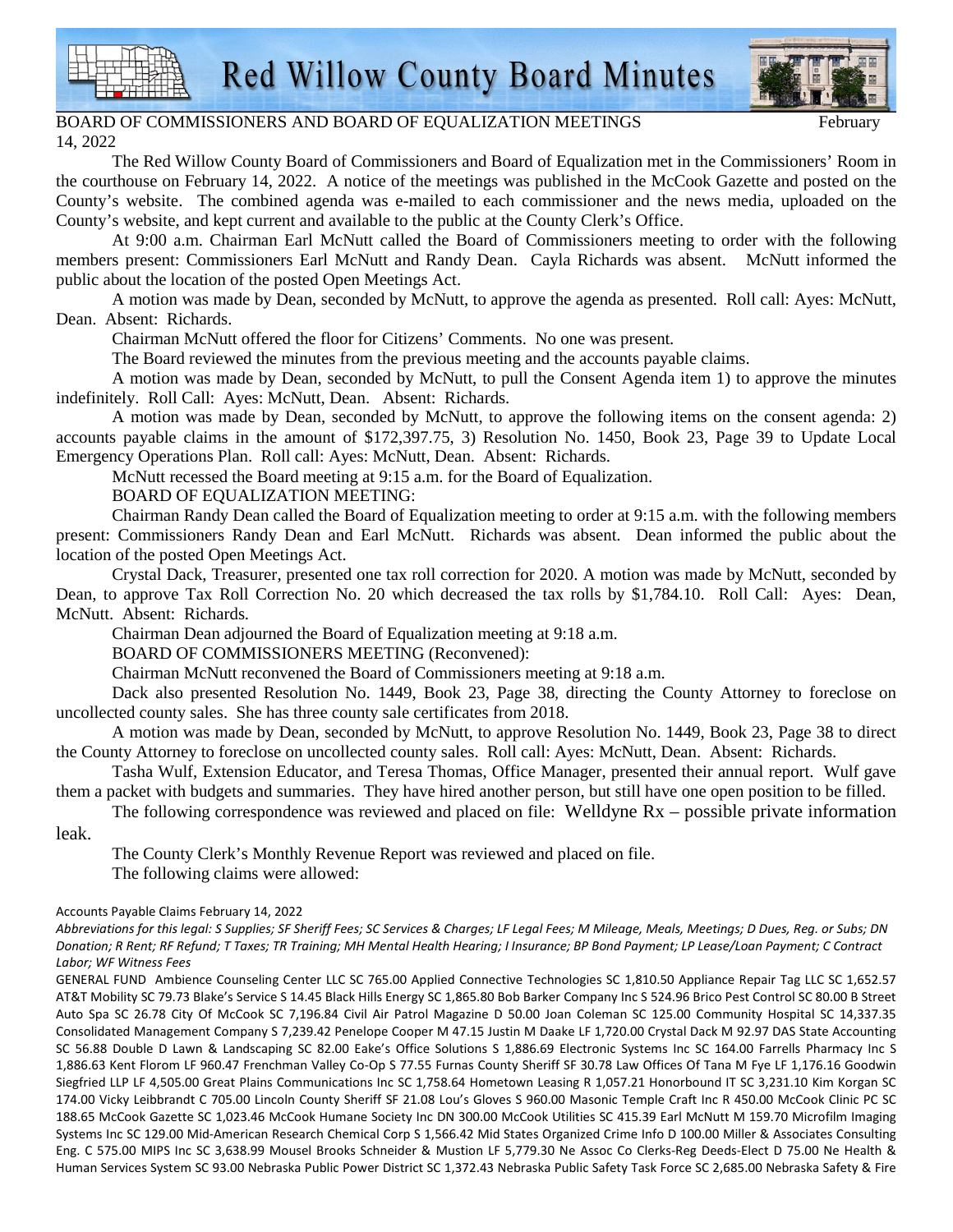# Red Willow County Board Minutes

BOARD OF COMMISSIONERS AND BOARD OF EQUALIZATION MEETINGS February 14, 2022

The Red Willow County Board of Commissioners and Board of Equalization met in the Commissioners' Room in the courthouse on February 14, 2022. A notice of the meetings was published in the McCook Gazette and posted on the County's website. The combined agenda was e-mailed to each commissioner and the news media, uploaded on the County's website, and kept current and available to the public at the County Clerk's Office.

At 9:00 a.m. Chairman Earl McNutt called the Board of Commissioners meeting to order with the following members present: Commissioners Earl McNutt and Randy Dean. Cayla Richards was absent. McNutt informed the public about the location of the posted Open Meetings Act.

A motion was made by Dean, seconded by McNutt, to approve the agenda as presented. Roll call: Ayes: McNutt, Dean. Absent: Richards.

Chairman McNutt offered the floor for Citizens' Comments. No one was present.

The Board reviewed the minutes from the previous meeting and the accounts payable claims.

A motion was made by Dean, seconded by McNutt, to pull the Consent Agenda item 1) to approve the minutes indefinitely. Roll Call: Ayes: McNutt, Dean. Absent: Richards.

A motion was made by Dean, seconded by McNutt, to approve the following items on the consent agenda: 2) accounts payable claims in the amount of $172,397.75, 3) Resolution No. 1450, Book 23, Page 39 to Update Local Emergency Operations Plan. Roll call: Ayes: McNutt, Dean. Absent: Richards.

McNutt recessed the Board meeting at 9:15 a.m. for the Board of Equalization.

BOARD OF EQUALIZATION MEETING:

Chairman Randy Dean called the Board of Equalization meeting to order at 9:15 a.m. with the following members present: Commissioners Randy Dean and Earl McNutt. Richards was absent. Dean informed the public about the location of the posted Open Meetings Act.

Crystal Dack, Treasurer, presented one tax roll correction for 2020. A motion was made by McNutt, seconded by Dean, to approve Tax Roll Correction No. 20 which decreased the tax rolls by $1,784.10. Roll Call: Ayes: Dean, McNutt. Absent: Richards.

Chairman Dean adjourned the Board of Equalization meeting at 9:18 a.m.

BOARD OF COMMISSIONERS MEETING (Reconvened):

Chairman McNutt reconvened the Board of Commissioners meeting at 9:18 a.m.

Dack also presented Resolution No. 1449, Book 23, Page 38, directing the County Attorney to foreclose on uncollected county sales. She has three county sale certificates from 2018.

A motion was made by Dean, seconded by McNutt, to approve Resolution No. 1449, Book 23, Page 38 to direct the County Attorney to foreclose on uncollected county sales. Roll call: Ayes: McNutt, Dean. Absent: Richards.

Tasha Wulf, Extension Educator, and Teresa Thomas, Office Manager, presented their annual report. Wulf gave them a packet with budgets and summaries. They have hired another person, but still have one open position to be filled.

The following correspondence was reviewed and placed on file: Welldyne Rx – possible private information leak.

The County Clerk's Monthly Revenue Report was reviewed and placed on file.

The following claims were allowed:

Accounts Payable Claims February 14, 2022

*Abbreviations for this legal: S Supplies; SF Sheriff Fees; SC Services & Charges; LF Legal Fees; M Mileage, Meals, Meetings; D Dues, Reg. or Subs; DN Donation; R Rent; RF Refund; T Taxes; TR Training; MH Mental Health Hearing; I Insurance; BP Bond Payment; LP Lease/Loan Payment; C Contract Labor; WF Witness Fees*

GENERAL FUND Ambience Counseling Center LLC SC 765.00 Applied Connective Technologies SC 1,810.50 Appliance Repair Tag LLC SC 1,652.57 AT&T Mobility SC 79.73 Blake's Service S 14.45 Black Hills Energy SC 1,865.80 Bob Barker Company Inc S 524.96 Brico Pest Control SC 80.00 B Street Auto Spa SC 26.78 City Of McCook SC 7,196.84 Civil Air Patrol Magazine D 50.00 Joan Coleman SC 125.00 Community Hospital SC 14,337.35 Consolidated Management Company S 7,239.42 Penelope Cooper M 47.15 Justin M Daake LF 1,720.00 Crystal Dack M 92.97 DAS State Accounting SC 56.88 Double D Lawn & Landscaping SC 82.00 Eake's Office Solutions S 1,886.69 Electronic Systems Inc SC 164.00 Farrells Pharmacy Inc S 1,886.63 Kent Florom LF 960.47 Frenchman Valley Co-Op S 77.55 Furnas County Sheriff SF 30.78 Law Offices Of Tana M Fye LF 1,176.16 Goodwin Siegfried LLP LF 4,505.00 Great Plains Communications Inc SC 1,758.64 Hometown Leasing R 1,057.21 Honorbound IT SC 3,231.10 Kim Korgan SC 174.00 Vicky Leibbrandt C 705.00 Lincoln County Sheriff SF 21.08 Lou's Gloves S 960.00 Masonic Temple Craft Inc R 450.00 McCook Clinic PC SC 188.65 McCook Gazette SC 1,023.46 McCook Humane Society Inc DN 300.00 McCook Utilities SC 415.39 Earl McNutt M 159.70 Microfilm Imaging Systems Inc SC 129.00 Mid-American Research Chemical Corp S 1,566.42 Mid States Organized Crime Info D 100.00 Miller & Associates Consulting Eng. C 575.00 MIPS Inc SC 3,638.99 Mousel Brooks Schneider & Mustion LF 5,779.30 Ne Assoc Co Clerks-Reg Deeds-Elect D 75.00 Ne Health & Human Services System SC 93.00 Nebraska Public Power District SC 1,372.43 Nebraska Public Safety Task Force SC 2,685.00 Nebraska Safety & Fire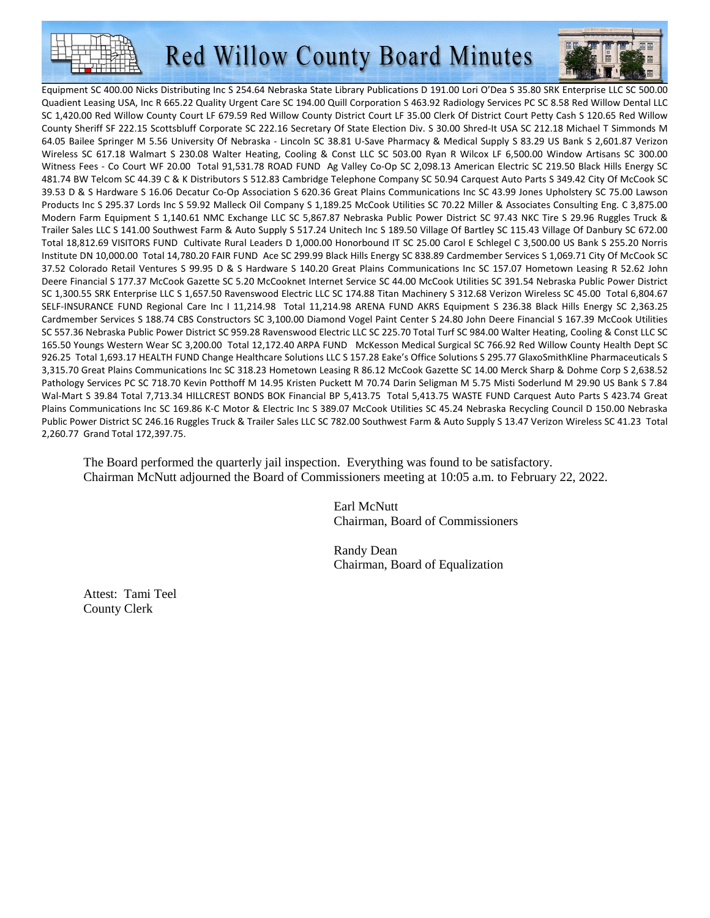Equipment SC 400.00 Nicks Distributing Inc S 254.64 Nebraska State Library Publications D 191.00 Lori O'Dea S 35.80 SRK Enterprise LLC SC 500.00 Quadient Leasing USA, Inc R 665.22 Quality Urgent Care SC 194.00 Quill Corporation S 463.92 Radiology Services PC SC 8.58 Red Willow Dental LLC SC 1,420.00 Red Willow County Court LF 679.59 Red Willow County District Court LF 35.00 Clerk Of District Court Petty Cash S 120.65 Red Willow County Sheriff SF 222.15 Scottsbluff Corporate SC 222.16 Secretary Of State Election Div. S 30.00 Shred-It USA SC 212.18 Michael T Simmonds M 64.05 Bailee Springer M 5.56 University Of Nebraska - Lincoln SC 38.81 U-Save Pharmacy & Medical Supply S 83.29 US Bank S 2,601.87 Verizon Wireless SC 617.18 Walmart S 230.08 Walter Heating, Cooling & Const LLC SC 503.00 Ryan R Wilcox LF 6,500.00 Window Artisans SC 300.00 Witness Fees - Co Court WF 20.00 Total 91,531.78 ROAD FUND Ag Valley Co-Op SC 2,098.13 American Electric SC 219.50 Black Hills Energy SC 481.74 BW Telcom SC 44.39 C & K Distributors S 512.83 Cambridge Telephone Company SC 50.94 Carquest Auto Parts S 349.42 City Of McCook SC 39.53 D & S Hardware S 16.06 Decatur Co-Op Association S 620.36 Great Plains Communications Inc SC 43.99 Jones Upholstery SC 75.00 Lawson Products Inc S 295.37 Lords Inc S 59.92 Malleck Oil Company S 1,189.25 McCook Utilities SC 70.22 Miller & Associates Consulting Eng. C 3,875.00 Modern Farm Equipment S 1,140.61 NMC Exchange LLC SC 5,867.87 Nebraska Public Power District SC 97.43 NKC Tire S 29.96 Ruggles Truck & Trailer Sales LLC S 141.00 Southwest Farm & Auto Supply S 517.24 Unitech Inc S 189.50 Village Of Bartley SC 115.43 Village Of Danbury SC 672.00 Total 18,812.69 VISITORS FUND Cultivate Rural Leaders D 1,000.00 Honorbound IT SC 25.00 Carol E Schlegel C 3,500.00 US Bank S 255.20 Norris Institute DN 10,000.00 Total 14,780.20 FAIR FUND Ace SC 299.99 Black Hills Energy SC 838.89 Cardmember Services S 1,069.71 City Of McCook SC 37.52 Colorado Retail Ventures S 99.95 D & S Hardware S 140.20 Great Plains Communications Inc SC 157.07 Hometown Leasing R 52.62 John Deere Financial S 177.37 McCook Gazette SC 5.20 McCooknet Internet Service SC 44.00 McCook Utilities SC 391.54 Nebraska Public Power District SC 1,300.55 SRK Enterprise LLC S 1,657.50 Ravenswood Electric LLC SC 174.88 Titan Machinery S 312.68 Verizon Wireless SC 45.00 Total 6,804.67 SELF-INSURANCE FUND Regional Care Inc I 11,214.98 Total 11,214.98 ARENA FUND AKRS Equipment S 236.38 Black Hills Energy SC 2,363.25 Cardmember Services S 188.74 CBS Constructors SC 3,100.00 Diamond Vogel Paint Center S 24.80 John Deere Financial S 167.39 McCook Utilities SC 557.36 Nebraska Public Power District SC 959.28 Ravenswood Electric LLC SC 225.70 Total Turf SC 984.00 Walter Heating, Cooling & Const LLC SC 165.50 Youngs Western Wear SC 3,200.00 Total 12,172.40 ARPA FUND McKesson Medical Surgical SC 766.92 Red Willow County Health Dept SC 926.25 Total 1,693.17 HEALTH FUND Change Healthcare Solutions LLC S 157.28 Eake's Office Solutions S 295.77 GlaxoSmithKline Pharmaceuticals S 3,315.70 Great Plains Communications Inc SC 318.23 Hometown Leasing R 86.12 McCook Gazette SC 14.00 Merck Sharp & Dohme Corp S 2,638.52 Pathology Services PC SC 718.70 Kevin Potthoff M 14.95 Kristen Puckett M 70.74 Darin Seligman M 5.75 Misti Soderlund M 29.90 US Bank S 7.84 Wal-Mart S 39.84 Total 7,713.34 HILLCREST BONDS BOK Financial BP 5,413.75 Total 5,413.75 WASTE FUND Carquest Auto Parts S 423.74 Great Plains Communications Inc SC 169.86 K-C Motor & Electric Inc S 389.07 McCook Utilities SC 45.24 Nebraska Recycling Council D 150.00 Nebraska Public Power District SC 246.16 Ruggles Truck & Trailer Sales LLC SC 782.00 Southwest Farm & Auto Supply S 13.47 Verizon Wireless SC 41.23 Total 2,260.77 Grand Total 172,397.75.

The Board performed the quarterly jail inspection. Everything was found to be satisfactory.
Chairman McNutt adjourned the Board of Commissioners meeting at 10:05 a.m. to February 22, 2022.

Earl McNutt
Chairman, Board of Commissioners

Randy Dean
Chairman, Board of Equalization

Attest: Tami Teel
County Clerk